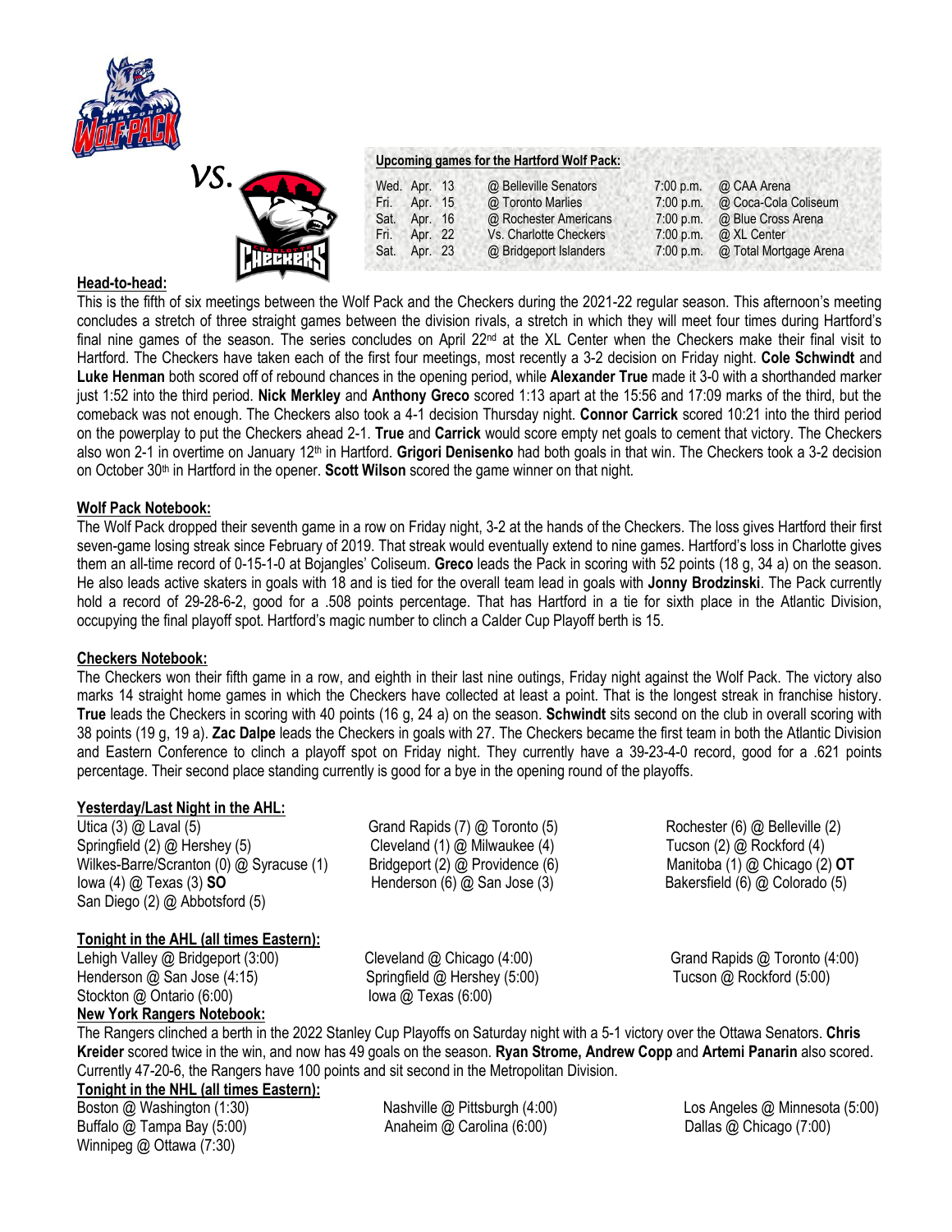vs.

**Upcoming games for the Hartford Wolf Pack:**

| | | | | |
|---|---|---|---|---|
| Wed. | Apr. 13 | @ Belleville Senators | 7:00 p.m. | @ CAA Arena |
| Fri. | Apr. 15 | @ Toronto Marlies | 7:00 p.m. | @ Coca-Cola Coliseum |
| Sat. | Apr. 16 | @ Rochester Americans | 7:00 p.m. | @ Blue Cross Arena |
| Fri. | Apr. 22 | Vs. Charlotte Checkers | 7:00 p.m. | @ XL Center |
| Sat. | Apr. 23 | @ Bridgeport Islanders | 7:00 p.m. | @ Total Mortgage Arena |

**Head-to-head:**

This is the fifth of six meetings between the Wolf Pack and the Checkers during the 2021-22 regular season. This afternoon's meeting concludes a stretch of three straight games between the division rivals, a stretch in which they will meet four times during Hartford's final nine games of the season. The series concludes on April 22nd at the XL Center when the Checkers make their final visit to Hartford. The Checkers have taken each of the first four meetings, most recently a 3-2 decision on Friday night. **Cole Schwindt** and **Luke Henman** both scored off of rebound chances in the opening period, while **Alexander True** made it 3-0 with a shorthanded marker just 1:52 into the third period. **Nick Merkley** and **Anthony Greco** scored 1:13 apart at the 15:56 and 17:09 marks of the third, but the comeback was not enough. The Checkers also took a 4-1 decision Thursday night. **Connor Carrick** scored 10:21 into the third period on the powerplay to put the Checkers ahead 2-1. **True** and **Carrick** would score empty net goals to cement that victory. The Checkers also won 2-1 in overtime on January 12th in Hartford. **Grigori Denisenko** had both goals in that win. The Checkers took a 3-2 decision on October 30th in Hartford in the opener. **Scott Wilson** scored the game winner on that night.

**Wolf Pack Notebook:**

The Wolf Pack dropped their seventh game in a row on Friday night, 3-2 at the hands of the Checkers. The loss gives Hartford their first seven-game losing streak since February of 2019. That streak would eventually extend to nine games. Hartford's loss in Charlotte gives them an all-time record of 0-15-1-0 at Bojangles' Coliseum. **Greco** leads the Pack in scoring with 52 points (18 g, 34 a) on the season. He also leads active skaters in goals with 18 and is tied for the overall team lead in goals with **Jonny Brodzinski**. The Pack currently hold a record of 29-28-6-2, good for a .508 points percentage. That has Hartford in a tie for sixth place in the Atlantic Division, occupying the final playoff spot. Hartford's magic number to clinch a Calder Cup Playoff berth is 15.

**Checkers Notebook:**

The Checkers won their fifth game in a row, and eighth in their last nine outings, Friday night against the Wolf Pack. The victory also marks 14 straight home games in which the Checkers have collected at least a point. That is the longest streak in franchise history. **True** leads the Checkers in scoring with 40 points (16 g, 24 a) on the season. **Schwindt** sits second on the club in overall scoring with 38 points (19 g, 19 a). **Zac Dalpe** leads the Checkers in goals with 27. The Checkers became the first team in both the Atlantic Division and Eastern Conference to clinch a playoff spot on Friday night. They currently have a 39-23-4-0 record, good for a .621 points percentage. Their second place standing currently is good for a bye in the opening round of the playoffs.

**Yesterday/Last Night in the AHL:**

Utica (3) @ Laval (5)
Springfield (2) @ Hershey (5)
Wilkes-Barre/Scranton (0) @ Syracuse (1)
Iowa (4) @ Texas (3) **SO**
San Diego (2) @ Abbotsford (5)
Grand Rapids (7) @ Toronto (5)
Cleveland (1) @ Milwaukee (4)
Bridgeport (2) @ Providence (6)
Henderson (6) @ San Jose (3)
Rochester (6) @ Belleville (2)
Tucson (2) @ Rockford (4)
Manitoba (1) @ Chicago (2) **OT**
Bakersfield (6) @ Colorado (5)

**Tonight in the AHL (all times Eastern):**

Lehigh Valley @ Bridgeport (3:00)
Henderson @ San Jose (4:15)
Stockton @ Ontario (6:00)
Cleveland @ Chicago (4:00)
Springfield @ Hershey (5:00)
Iowa @ Texas (6:00)
Grand Rapids @ Toronto (4:00)
Tucson @ Rockford (5:00)

**New York Rangers Notebook:**

The Rangers clinched a berth in the 2022 Stanley Cup Playoffs on Saturday night with a 5-1 victory over the Ottawa Senators. **Chris Kreider** scored twice in the win, and now has 49 goals on the season. **Ryan Strome, Andrew Copp** and **Artemi Panarin** also scored. Currently 47-20-6, the Rangers have 100 points and sit second in the Metropolitan Division.

**Tonight in the NHL (all times Eastern):**

Boston @ Washington (1:30)
Buffalo @ Tampa Bay (5:00)
Winnipeg @ Ottawa (7:30)
Nashville @ Pittsburgh (4:00)
Anaheim @ Carolina (6:00)
Los Angeles @ Minnesota (5:00)
Dallas @ Chicago (7:00)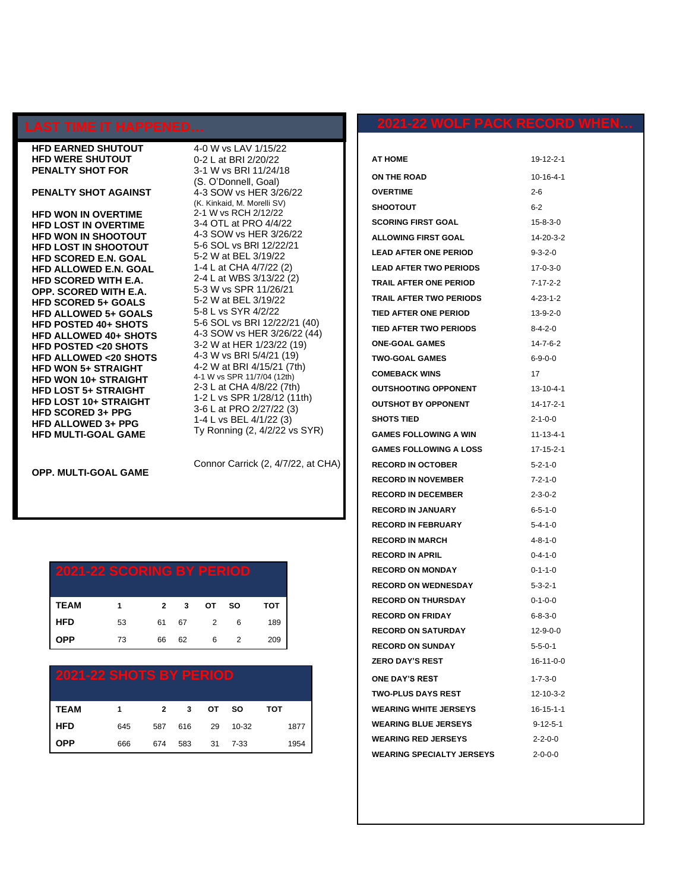## LAST TIME IT HAPPENED…

| | |
|---|---|
| **HFD EARNED SHUTOUT** | 4-0 W vs LAV 1/15/22 |
| **HFD WERE SHUTOUT** | 0-2 L at BRI 2/20/22 |
| **PENALTY SHOT FOR** | 3-1 W vs BRI 11/24/18 (S. O'Donnell, Goal) |
| **PENALTY SHOT AGAINST** | 4-3 SOW vs HER 3/26/22 (K. Kinkaid, M. Morelli SV) |
| **HFD WON IN OVERTIME** | 2-1 W vs RCH 2/12/22 |
| **HFD LOST IN OVERTIME** | 3-4 OTL at PRO 4/4/22 |
| **HFD WON IN SHOOTOUT** | 4-3 SOW vs HER 3/26/22 |
| **HFD LOST IN SHOOTOUT** | 5-6 SOL vs BRI 12/22/21 |
| **HFD SCORED E.N. GOAL** | 5-2 W at BEL 3/19/22 |
| **HFD ALLOWED E.N. GOAL** | 1-4 L at CHA 4/7/22 (2) |
| **HFD SCORED WITH E.A.** | 2-4 L at WBS 3/13/22 (2) |
| **OPP. SCORED WITH E.A.** | 5-3 W vs SPR 11/26/21 |
| **HFD SCORED 5+ GOALS** | 5-2 W at BEL 3/19/22 |
| **HFD ALLOWED 5+ GOALS** | 5-8 L vs SYR 4/2/22 |
| **HFD POSTED 40+ SHOTS** | 5-6 SOL vs BRI 12/22/21 (40) |
| **HFD ALLOWED 40+ SHOTS** | 4-3 SOW vs HER 3/26/22 (44) |
| **HFD POSTED <20 SHOTS** | 3-2 W at HER 1/23/22 (19) |
| **HFD ALLOWED <20 SHOTS** | 4-3 W vs BRI 5/4/21 (19) |
| **HFD WON 5+ STRAIGHT** | 4-2 W at BRI 4/15/21 (7th) |
| **HFD WON 10+ STRAIGHT** | 4-1 W vs SPR 11/7/04 (12th) |
| **HFD LOST 5+ STRAIGHT** | 2-3 L at CHA 4/8/22 (7th) |
| **HFD LOST 10+ STRAIGHT** | 1-2 L vs SPR 1/28/12 (11th) |
| **HFD SCORED 3+ PPG** | 3-6 L at PRO 2/27/22 (3) |
| **HFD ALLOWED 3+ PPG** | 1-4 L vs BEL 4/1/22 (3) |
| **HFD MULTI-GOAL GAME** | Ty Ronning (2, 4/2/22 vs SYR) |
| **OPP. MULTI-GOAL GAME** | Connor Carrick (2, 4/7/22, at CHA) |

## 2021-22 SCORING BY PERIOD

| TEAM | 1 | 2 | 3 | OT | SO | TOT |
|---|---|---|---|---|---|---|
| HFD | 53 | 61 | 67 | 2 | 6 | 189 |
| OPP | 73 | 66 | 62 | 6 | 2 | 209 |

## 2021-22 SHOTS BY PERIOD

| TEAM | 1 | 2 | 3 | OT | SO | TOT |
|---|---|---|---|---|---|---|
| HFD | 645 | 587 | 616 | 29 | 10-32 | 1877 |
| OPP | 666 | 674 | 583 | 31 | 7-33 | 1954 |

## 2021-22 WOLF PACK RECORD WHEN…

| | |
|---|---|
| **AT HOME** | 19-12-2-1 |
| **ON THE ROAD** | 10-16-4-1 |
| **OVERTIME** | 2-6 |
| **SHOOTOUT** | 6-2 |
| **SCORING FIRST GOAL** | 15-8-3-0 |
| **ALLOWING FIRST GOAL** | 14-20-3-2 |
| **LEAD AFTER ONE PERIOD** | 9-3-2-0 |
| **LEAD AFTER TWO PERIODS** | 17-0-3-0 |
| **TRAIL AFTER ONE PERIOD** | 7-17-2-2 |
| **TRAIL AFTER TWO PERIODS** | 4-23-1-2 |
| **TIED AFTER ONE PERIOD** | 13-9-2-0 |
| **TIED AFTER TWO PERIODS** | 8-4-2-0 |
| **ONE-GOAL GAMES** | 14-7-6-2 |
| **TWO-GOAL GAMES** | 6-9-0-0 |
| **COMEBACK WINS** | 17 |
| **OUTSHOOTING OPPONENT** | 13-10-4-1 |
| **OUTSHOT BY OPPONENT** | 14-17-2-1 |
| **SHOTS TIED** | 2-1-0-0 |
| **GAMES FOLLOWING A WIN** | 11-13-4-1 |
| **GAMES FOLLOWING A LOSS** | 17-15-2-1 |
| **RECORD IN OCTOBER** | 5-2-1-0 |
| **RECORD IN NOVEMBER** | 7-2-1-0 |
| **RECORD IN DECEMBER** | 2-3-0-2 |
| **RECORD IN JANUARY** | 6-5-1-0 |
| **RECORD IN FEBRUARY** | 5-4-1-0 |
| **RECORD IN MARCH** | 4-8-1-0 |
| **RECORD IN APRIL** | 0-4-1-0 |
| **RECORD ON MONDAY** | 0-1-1-0 |
| **RECORD ON WEDNESDAY** | 5-3-2-1 |
| **RECORD ON THURSDAY** | 0-1-0-0 |
| **RECORD ON FRIDAY** | 6-8-3-0 |
| **RECORD ON SATURDAY** | 12-9-0-0 |
| **RECORD ON SUNDAY** | 5-5-0-1 |
| **ZERO DAY'S REST** | 16-11-0-0 |
| **ONE DAY'S REST** | 1-7-3-0 |
| **TWO-PLUS DAYS REST** | 12-10-3-2 |
| **WEARING WHITE JERSEYS** | 16-15-1-1 |
| **WEARING BLUE JERSEYS** | 9-12-5-1 |
| **WEARING RED JERSEYS** | 2-2-0-0 |
| **WEARING SPECIALTY JERSEYS** | 2-0-0-0 |